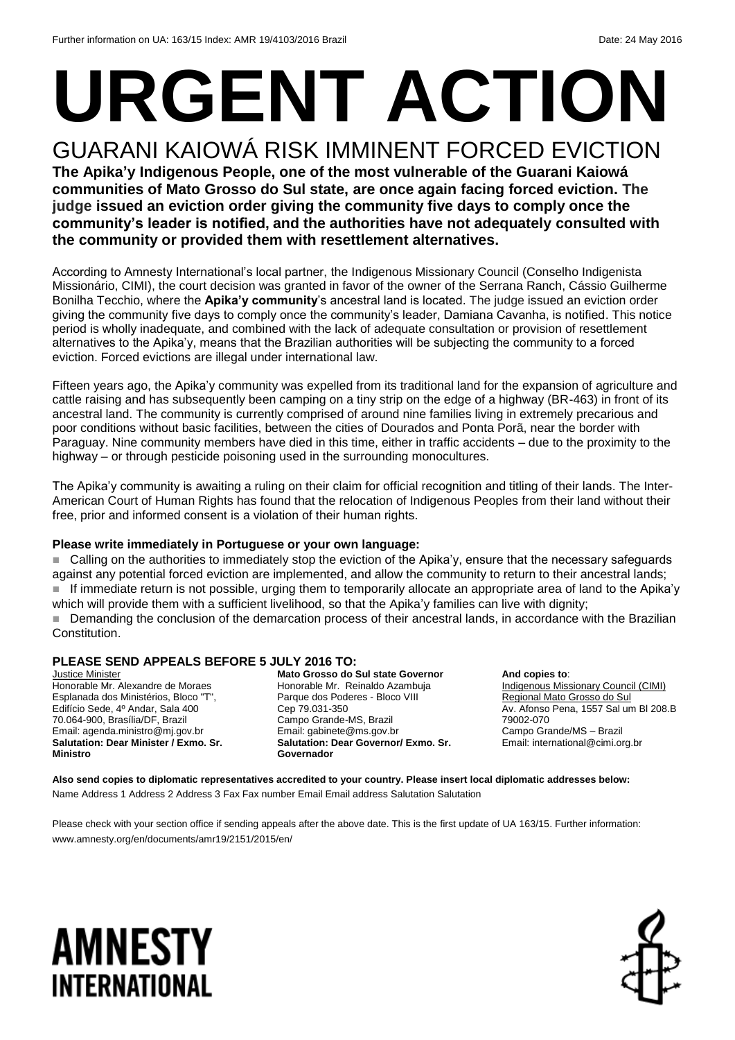Further information on UA: 163/15 Index: AMR 19/4103/2016 Brazil Date: 24 May 2016

# URGENT ACTION

## GUARANI KAIOWÁ RISK IMMINENT FORCED EVICTION

**The Apika'y Indigenous People, one of the most vulnerable of the Guarani Kaiowá communities of Mato Grosso do Sul state, are once again facing forced eviction. The judge issued an eviction order giving the community five days to comply once the community's leader is notified, and the authorities have not adequately consulted with the community or provided them with resettlement alternatives.**

According to Amnesty International's local partner, the Indigenous Missionary Council (Conselho Indigenista Missionário, CIMI), the court decision was granted in favor of the owner of the Serrana Ranch, Cássio Guilherme Bonilha Tecchio, where the **Apika'y community**'s ancestral land is located. The judge issued an eviction order giving the community five days to comply once the community's leader, Damiana Cavanha, is notified. This notice period is wholly inadequate, and combined with the lack of adequate consultation or provision of resettlement alternatives to the Apika'y, means that the Brazilian authorities will be subjecting the community to a forced eviction. Forced evictions are illegal under international law.

Fifteen years ago, the Apika'y community was expelled from its traditional land for the expansion of agriculture and cattle raising and has subsequently been camping on a tiny strip on the edge of a highway (BR-463) in front of its ancestral land. The community is currently comprised of around nine families living in extremely precarious and poor conditions without basic facilities, between the cities of Dourados and Ponta Porã, near the border with Paraguay. Nine community members have died in this time, either in traffic accidents – due to the proximity to the highway – or through pesticide poisoning used in the surrounding monocultures.

The Apika'y community is awaiting a ruling on their claim for official recognition and titling of their lands. The Inter-American Court of Human Rights has found that the relocation of Indigenous Peoples from their land without their free, prior and informed consent is a violation of their human rights.

**Please write immediately in Portuguese or your own language:**

- Calling on the authorities to immediately stop the eviction of the Apika'y, ensure that the necessary safeguards against any potential forced eviction are implemented, and allow the community to return to their ancestral lands;
- If immediate return is not possible, urging them to temporarily allocate an appropriate area of land to the Apika'y which will provide them with a sufficient livelihood, so that the Apika'y families can live with dignity;
- Demanding the conclusion of the demarcation process of their ancestral lands, in accordance with the Brazilian Constitution.

**PLEASE SEND APPEALS BEFORE 5 JULY 2016 TO:**

Justice Minister
Honorable Mr. Alexandre de Moraes
Esplanada dos Ministérios, Bloco "T",
Edifício Sede, 4º Andar, Sala 400
70.064-900, Brasília/DF, Brazil
Email: agenda.ministro@mj.gov.br
**Salutation: Dear Minister / Exmo. Sr. Ministro**

**Mato Grosso do Sul state Governor**
Honorable Mr. Reinaldo Azambuja
Parque dos Poderes - Bloco VIII
Cep 79.031-350
Campo Grande-MS, Brazil
Email: gabinete@ms.gov.br
**Salutation: Dear Governor/ Exmo. Sr. Governador**

**And copies to**:
Indigenous Missionary Council (CIMI)
Regional Mato Grosso do Sul
Av. Afonso Pena, 1557 Sal um Bl 208.B
79002-070
Campo Grande/MS – Brazil
Email: international@cimi.org.br

**Also send copies to diplomatic representatives accredited to your country. Please insert local diplomatic addresses below:**
Name Address 1 Address 2 Address 3 Fax Fax number Email Email address Salutation Salutation

Please check with your section office if sending appeals after the above date. This is the first update of UA 163/15. Further information: www.amnesty.org/en/documents/amr19/2151/2015/en/

AMNESTY INTERNATIONAL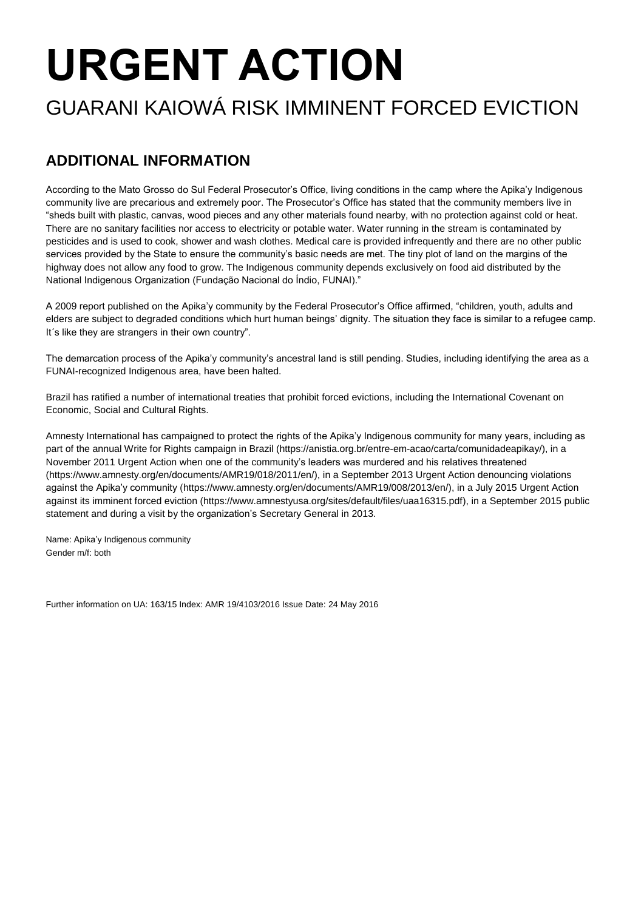# URGENT ACTION

GUARANI KAIOWÁ RISK IMMINENT FORCED EVICTION

## ADDITIONAL INFORMATION

According to the Mato Grosso do Sul Federal Prosecutor's Office, living conditions in the camp where the Apika'y Indigenous community live are precarious and extremely poor. The Prosecutor's Office has stated that the community members live in "sheds built with plastic, canvas, wood pieces and any other materials found nearby, with no protection against cold or heat. There are no sanitary facilities nor access to electricity or potable water. Water running in the stream is contaminated by pesticides and is used to cook, shower and wash clothes. Medical care is provided infrequently and there are no other public services provided by the State to ensure the community's basic needs are met. The tiny plot of land on the margins of the highway does not allow any food to grow. The Indigenous community depends exclusively on food aid distributed by the National Indigenous Organization (Fundação Nacional do Índio, FUNAI)."

A 2009 report published on the Apika'y community by the Federal Prosecutor's Office affirmed, "children, youth, adults and elders are subject to degraded conditions which hurt human beings' dignity. The situation they face is similar to a refugee camp. It´s like they are strangers in their own country".

The demarcation process of the Apika'y community's ancestral land is still pending. Studies, including identifying the area as a FUNAI-recognized Indigenous area, have been halted.

Brazil has ratified a number of international treaties that prohibit forced evictions, including the International Covenant on Economic, Social and Cultural Rights.

Amnesty International has campaigned to protect the rights of the Apika'y Indigenous community for many years, including as part of the annual Write for Rights campaign in Brazil (https://anistia.org.br/entre-em-acao/carta/comunidadeapikay/), in a November 2011 Urgent Action when one of the community's leaders was murdered and his relatives threatened (https://www.amnesty.org/en/documents/AMR19/018/2011/en/), in a September 2013 Urgent Action denouncing violations against the Apika'y community (https://www.amnesty.org/en/documents/AMR19/008/2013/en/), in a July 2015 Urgent Action against its imminent forced eviction (https://www.amnestyusa.org/sites/default/files/uaa16315.pdf), in a September 2015 public statement and during a visit by the organization's Secretary General in 2013.

Name: Apika'y Indigenous community
Gender m/f: both

Further information on UA: 163/15 Index: AMR 19/4103/2016 Issue Date: 24 May 2016